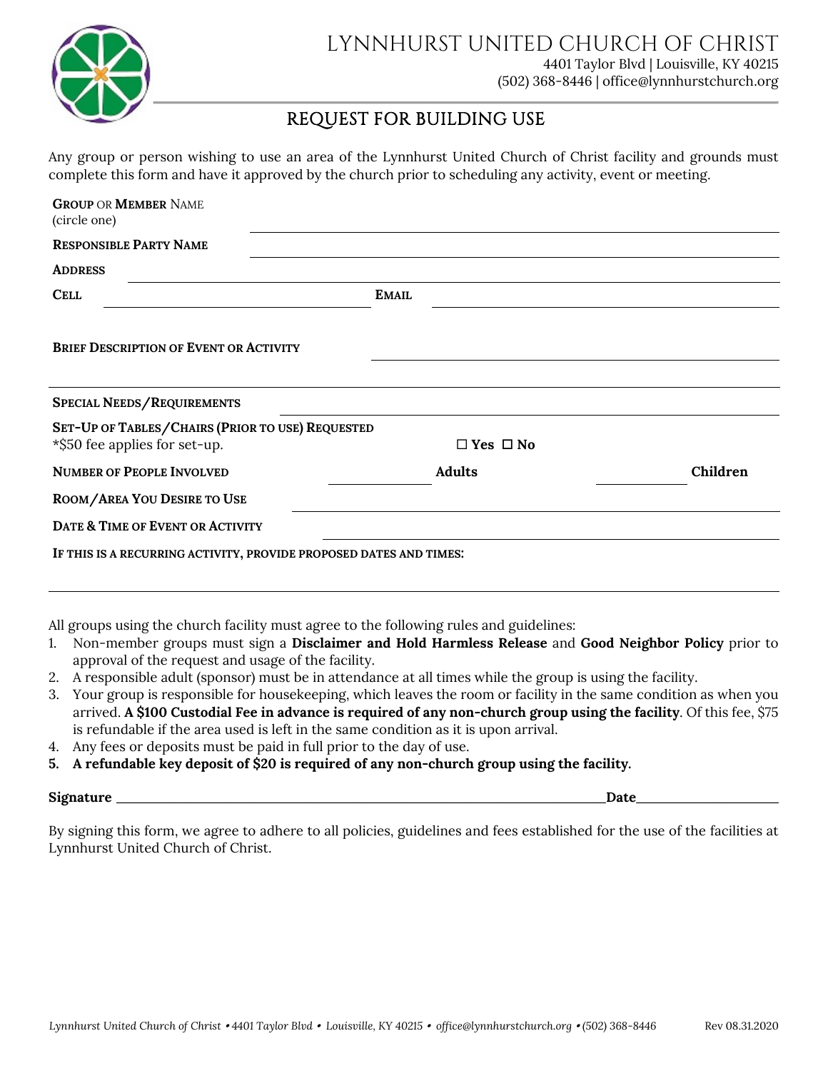# LYNNHURST UNITED CHURCH OF CHRIST

4401 Taylor Blvd | Louisville, KY 40215
(502) 368-8446 | office@lynnhurstchurch.org

## REQUEST FOR BUILDING USE

Any group or person wishing to use an area of the Lynnhurst United Church of Christ facility and grounds must complete this form and have it approved by the church prior to scheduling any activity, event or meeting.

**GROUP** OR **MEMBER** NAME
(circle one) ______________________________

**RESPONSIBLE PARTY NAME** ______________________________

**ADDRESS** ______________________________

**CELL** ______________________________ **EMAIL** ______________________________

**BRIEF DESCRIPTION OF EVENT OR ACTIVITY** ______________________________

______________________________

**SPECIAL NEEDS/REQUIREMENTS** ______________________________

**SET-UP OF TABLES/CHAIRS (PRIOR TO USE) REQUESTED**
*$50 fee applies for set-up. ☐ **Yes** ☐ **No**

**NUMBER OF PEOPLE INVOLVED** __________ **Adults** __________ **Children**

**ROOM/AREA YOU DESIRE TO USE** ______________________________

**DATE & TIME OF EVENT OR ACTIVITY** ______________________________

**IF THIS IS A RECURRING ACTIVITY, PROVIDE PROPOSED DATES AND TIMES:**

______________________________

All groups using the church facility must agree to the following rules and guidelines:

1. Non-member groups must sign a **Disclaimer and Hold Harmless Release** and **Good Neighbor Policy** prior to approval of the request and usage of the facility.
2. A responsible adult (sponsor) must be in attendance at all times while the group is using the facility.
3. Your group is responsible for housekeeping, which leaves the room or facility in the same condition as when you arrived. **A $100 Custodial Fee in advance is required of any non-church group using the facility**. Of this fee, $75 is refundable if the area used is left in the same condition as it is upon arrival.
4. Any fees or deposits must be paid in full prior to the day of use.
5. **A refundable key deposit of $20 is required of any non-church group using the facility.**

**Signature** ______________________________ **Date** ______________

By signing this form, we agree to adhere to all policies, guidelines and fees established for the use of the facilities at Lynnhurst United Church of Christ.

*Lynnhurst United Church of Christ • 4401 Taylor Blvd • Louisville, KY 40215 • office@lynnhurstchurch.org • (502) 368-8446* Rev 08.31.2020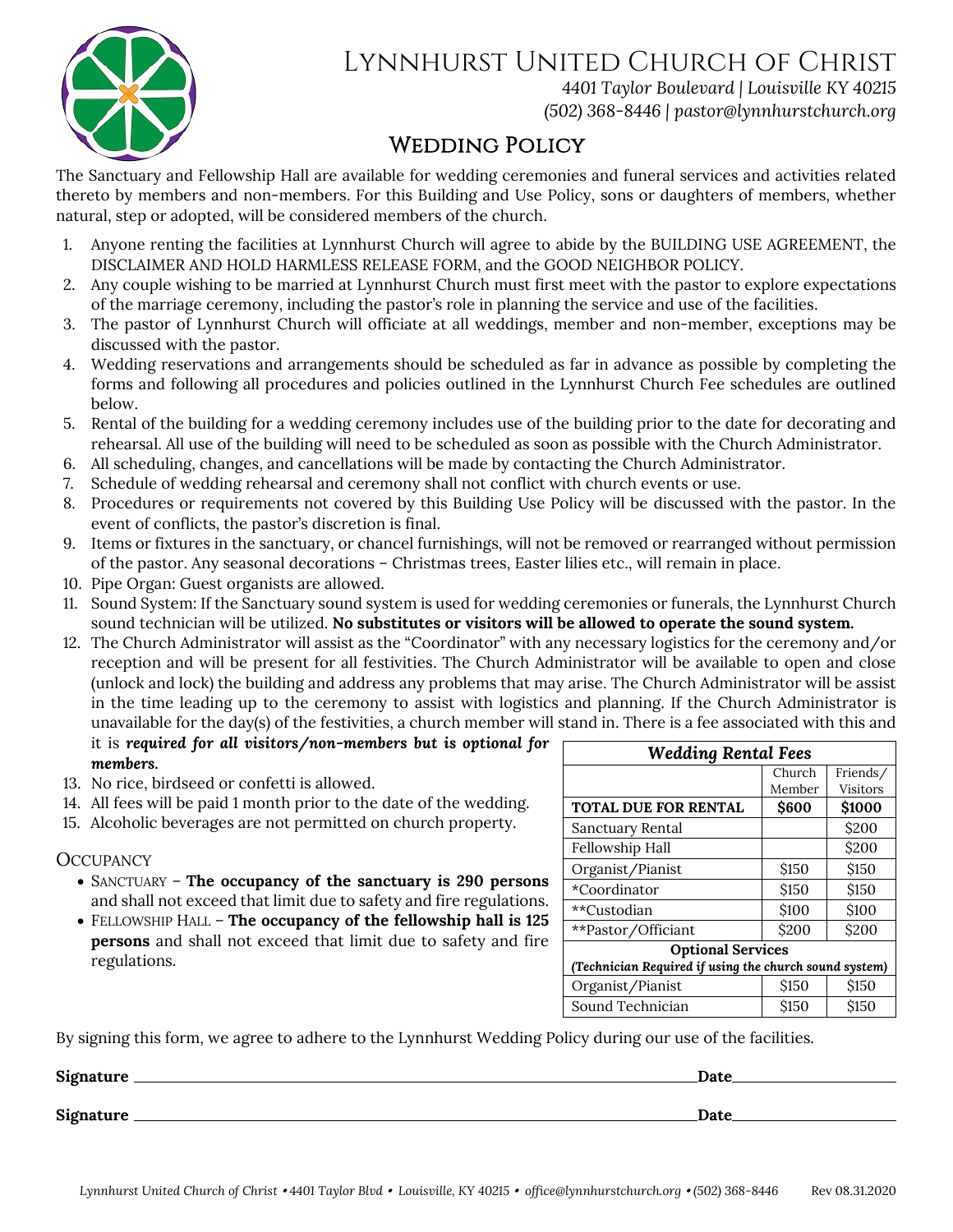# Lynnhurst United Church of Christ

*4401 Taylor Boulevard | Louisville KY 40215*
*(502) 368-8446 | pastor@lynnhurstchurch.org*

## Wedding Policy

The Sanctuary and Fellowship Hall are available for wedding ceremonies and funeral services and activities related thereto by members and non-members. For this Building and Use Policy, sons or daughters of members, whether natural, step or adopted, will be considered members of the church.

1. Anyone renting the facilities at Lynnhurst Church will agree to abide by the BUILDING USE AGREEMENT, the DISCLAIMER AND HOLD HARMLESS RELEASE FORM, and the GOOD NEIGHBOR POLICY.
2. Any couple wishing to be married at Lynnhurst Church must first meet with the pastor to explore expectations of the marriage ceremony, including the pastor's role in planning the service and use of the facilities.
3. The pastor of Lynnhurst Church will officiate at all weddings, member and non-member, exceptions may be discussed with the pastor.
4. Wedding reservations and arrangements should be scheduled as far in advance as possible by completing the forms and following all procedures and policies outlined in the Lynnhurst Church Fee schedules are outlined below.
5. Rental of the building for a wedding ceremony includes use of the building prior to the date for decorating and rehearsal. All use of the building will need to be scheduled as soon as possible with the Church Administrator.
6. All scheduling, changes, and cancellations will be made by contacting the Church Administrator.
7. Schedule of wedding rehearsal and ceremony shall not conflict with church events or use.
8. Procedures or requirements not covered by this Building Use Policy will be discussed with the pastor. In the event of conflicts, the pastor's discretion is final.
9. Items or fixtures in the sanctuary, or chancel furnishings, will not be removed or rearranged without permission of the pastor. Any seasonal decorations – Christmas trees, Easter lilies etc., will remain in place.
10. Pipe Organ: Guest organists are allowed.
11. Sound System: If the Sanctuary sound system is used for wedding ceremonies or funerals, the Lynnhurst Church sound technician will be utilized. **No substitutes or visitors will be allowed to operate the sound system.**
12. The Church Administrator will assist as the "Coordinator" with any necessary logistics for the ceremony and/or reception and will be present for all festivities. The Church Administrator will be available to open and close (unlock and lock) the building and address any problems that may arise. The Church Administrator will be assist in the time leading up to the ceremony to assist with logistics and planning. If the Church Administrator is unavailable for the day(s) of the festivities, a church member will stand in. There is a fee associated with this and it is ***required for all visitors/non-members but is optional for members.***
13. No rice, birdseed or confetti is allowed.
14. All fees will be paid 1 month prior to the date of the wedding.
15. Alcoholic beverages are not permitted on church property.

### Occupancy

- Sanctuary – **The occupancy of the sanctuary is 290 persons** and shall not exceed that limit due to safety and fire regulations.
- Fellowship Hall – **The occupancy of the fellowship hall is 125 persons** and shall not exceed that limit due to safety and fire regulations.

| ***Wedding Rental Fees*** | | |
|---|---|---|
| | Church Member | Friends/ Visitors |
| **TOTAL DUE FOR RENTAL** | **$600** | **$1000** |
| Sanctuary Rental | | $200 |
| Fellowship Hall | | $200 |
| Organist/Pianist | $150 | $150 |
| *Coordinator | $150 | $150 |
| **Custodian | $100 | $100 |
| **Pastor/Officiant | $200 | $200 |
| **Optional Services** *(Technician Required if using the church sound system)* | | |
| Organist/Pianist | $150 | $150 |
| Sound Technician | $150 | $150 |

By signing this form, we agree to adhere to the Lynnhurst Wedding Policy during our use of the facilities.

**Signature** ______________________________ **Date** ______________

**Signature** ______________________________ **Date** ______________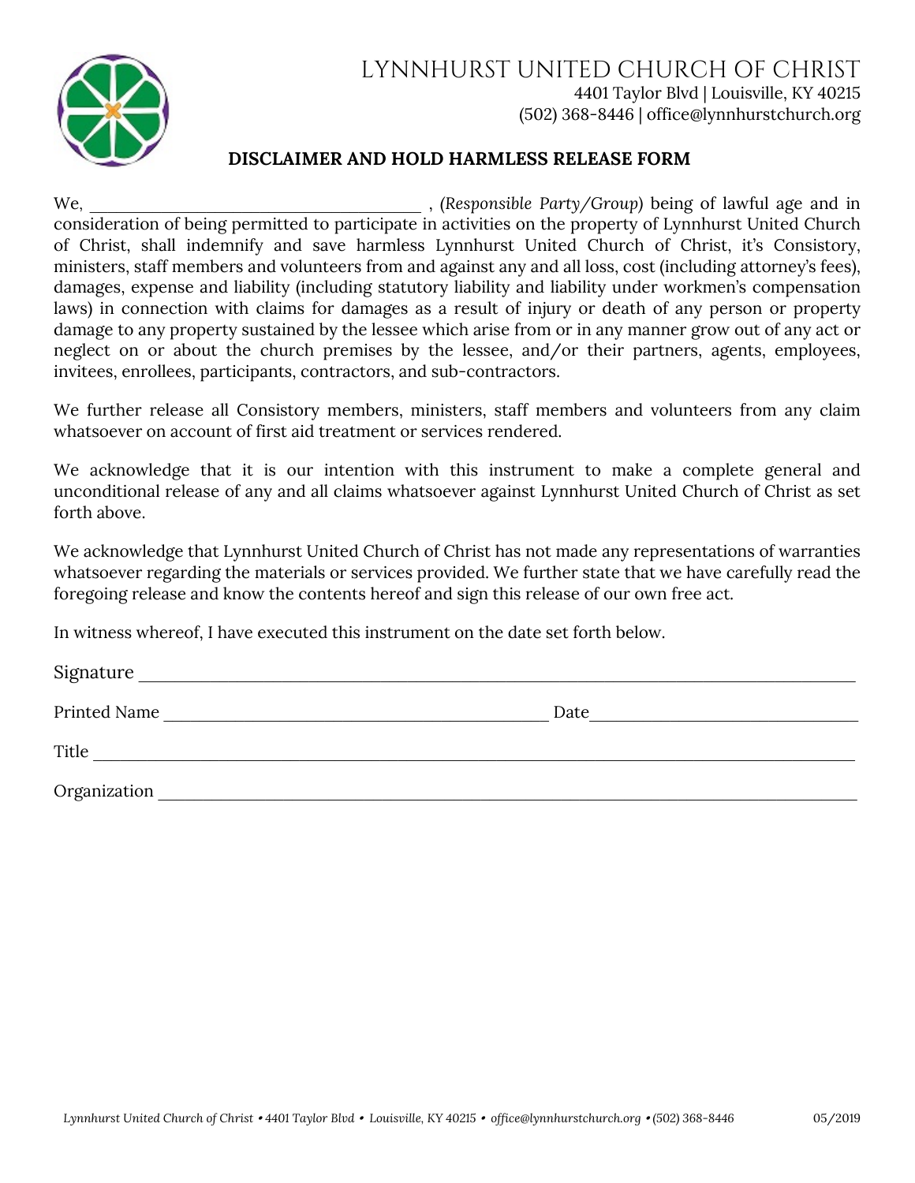# LYNNHURST UNITED CHURCH OF CHRIST

4401 Taylor Blvd | Louisville, KY 40215
(502) 368-8446 | office@lynnhurstchurch.org

**DISCLAIMER AND HOLD HARMLESS RELEASE FORM**

We, ______________________________________ , *(Responsible Party/Group)* being of lawful age and in consideration of being permitted to participate in activities on the property of Lynnhurst United Church of Christ, shall indemnify and save harmless Lynnhurst United Church of Christ, it's Consistory, ministers, staff members and volunteers from and against any and all loss, cost (including attorney's fees), damages, expense and liability (including statutory liability and liability under workmen's compensation laws) in connection with claims for damages as a result of injury or death of any person or property damage to any property sustained by the lessee which arise from or in any manner grow out of any act or neglect on or about the church premises by the lessee, and/or their partners, agents, employees, invitees, enrollees, participants, contractors, and sub-contractors.

We further release all Consistory members, ministers, staff members and volunteers from any claim whatsoever on account of first aid treatment or services rendered.

We acknowledge that it is our intention with this instrument to make a complete general and unconditional release of any and all claims whatsoever against Lynnhurst United Church of Christ as set forth above.

We acknowledge that Lynnhurst United Church of Christ has not made any representations of warranties whatsoever regarding the materials or services provided. We further state that we have carefully read the foregoing release and know the contents hereof and sign this release of our own free act.

In witness whereof, I have executed this instrument on the date set forth below.

Signature ________________________________________________________________________

Printed Name ____________________________________________ Date_____________________________

Title ____________________________________________________________________________

Organization _____________________________________________________________________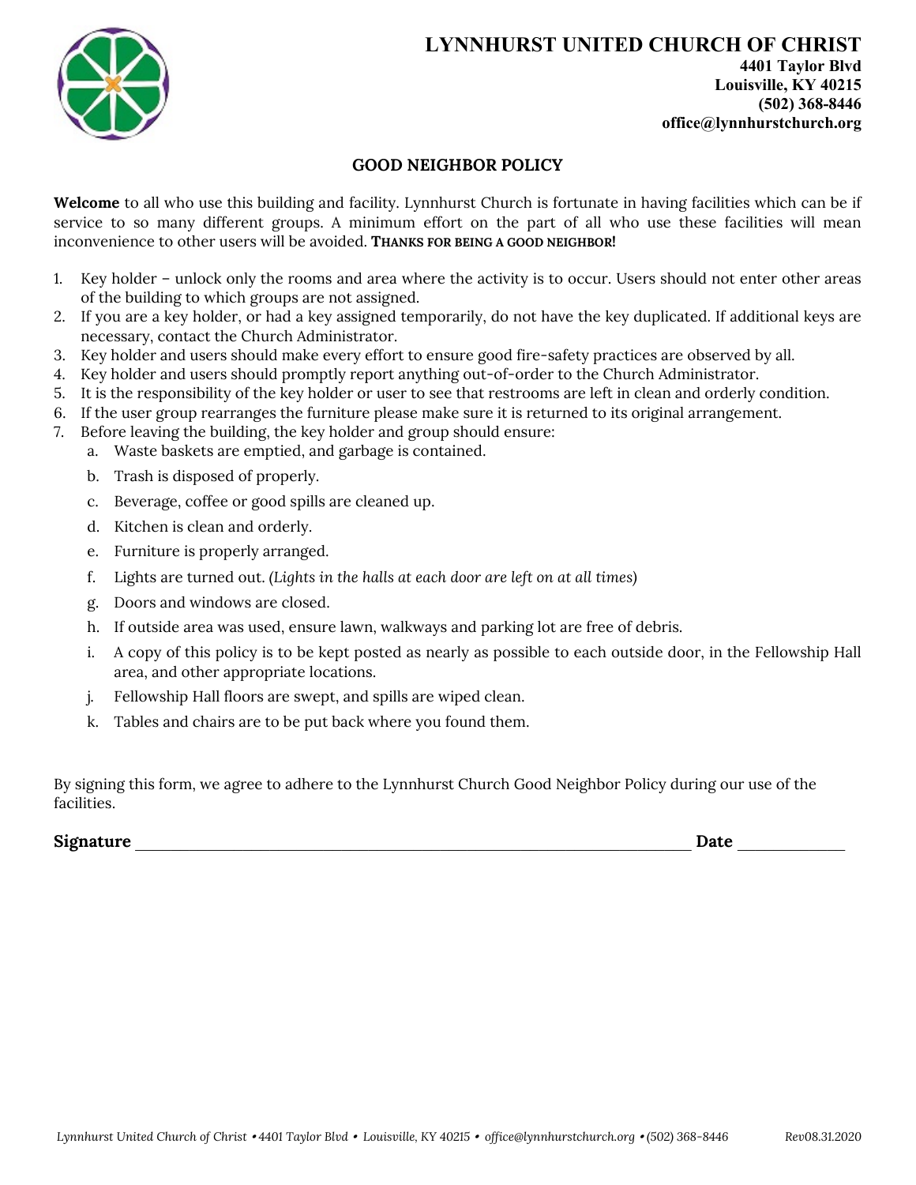# LYNNHURST UNITED CHURCH OF CHRIST

**4401 Taylor Blvd**
**Louisville, KY 40215**
**(502) 368-8446**
**office@lynnhurstchurch.org**

## GOOD NEIGHBOR POLICY

**Welcome** to all who use this building and facility. Lynnhurst Church is fortunate in having facilities which can be if service to so many different groups. A minimum effort on the part of all who use these facilities will mean inconvenience to other users will be avoided. **THANKS FOR BEING A GOOD NEIGHBOR!**

1. Key holder – unlock only the rooms and area where the activity is to occur. Users should not enter other areas of the building to which groups are not assigned.
2. If you are a key holder, or had a key assigned temporarily, do not have the key duplicated. If additional keys are necessary, contact the Church Administrator.
3. Key holder and users should make every effort to ensure good fire-safety practices are observed by all.
4. Key holder and users should promptly report anything out-of-order to the Church Administrator.
5. It is the responsibility of the key holder or user to see that restrooms are left in clean and orderly condition.
6. If the user group rearranges the furniture please make sure it is returned to its original arrangement.
7. Before leaving the building, the key holder and group should ensure:
   a. Waste baskets are emptied, and garbage is contained.
   b. Trash is disposed of properly.
   c. Beverage, coffee or good spills are cleaned up.
   d. Kitchen is clean and orderly.
   e. Furniture is properly arranged.
   f. Lights are turned out. *(Lights in the halls at each door are left on at all times)*
   g. Doors and windows are closed.
   h. If outside area was used, ensure lawn, walkways and parking lot are free of debris.
   i. A copy of this policy is to be kept posted as nearly as possible to each outside door, in the Fellowship Hall area, and other appropriate locations.
   j. Fellowship Hall floors are swept, and spills are wiped clean.
   k. Tables and chairs are to be put back where you found them.

By signing this form, we agree to adhere to the Lynnhurst Church Good Neighbor Policy during our use of the facilities.

**Signature** ________________________________________________ **Date** __________

*Lynnhurst United Church of Christ • 4401 Taylor Blvd • Louisville, KY 40215 • office@lynnhurstchurch.org • (502) 368-8446* Rev08.31.2020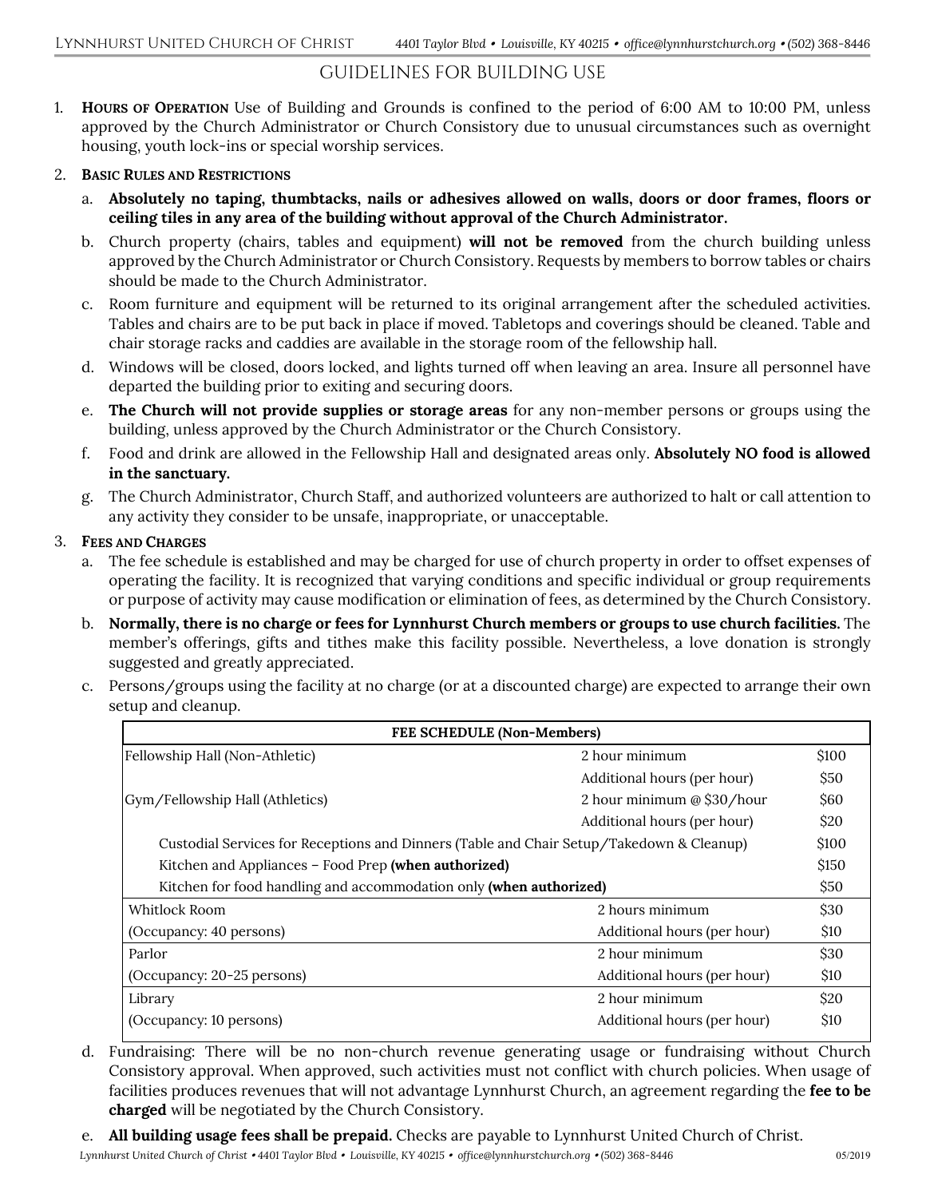# GUIDELINES FOR BUILDING USE

1. **Hours of Operation** Use of Building and Grounds is confined to the period of 6:00 AM to 10:00 PM, unless approved by the Church Administrator or Church Consistory due to unusual circumstances such as overnight housing, youth lock-ins or special worship services.

2. **Basic Rules and Restrictions**

   a. **Absolutely no taping, thumbtacks, nails or adhesives allowed on walls, doors or door frames, floors or ceiling tiles in any area of the building without approval of the Church Administrator.**

   b. Church property (chairs, tables and equipment) **will not be removed** from the church building unless approved by the Church Administrator or Church Consistory. Requests by members to borrow tables or chairs should be made to the Church Administrator.

   c. Room furniture and equipment will be returned to its original arrangement after the scheduled activities. Tables and chairs are to be put back in place if moved. Tabletops and coverings should be cleaned. Table and chair storage racks and caddies are available in the storage room of the fellowship hall.

   d. Windows will be closed, doors locked, and lights turned off when leaving an area. Insure all personnel have departed the building prior to exiting and securing doors.

   e. **The Church will not provide supplies or storage areas** for any non-member persons or groups using the building, unless approved by the Church Administrator or the Church Consistory.

   f. Food and drink are allowed in the Fellowship Hall and designated areas only. **Absolutely NO food is allowed in the sanctuary.**

   g. The Church Administrator, Church Staff, and authorized volunteers are authorized to halt or call attention to any activity they consider to be unsafe, inappropriate, or unacceptable.

3. **Fees and Charges**

   a. The fee schedule is established and may be charged for use of church property in order to offset expenses of operating the facility. It is recognized that varying conditions and specific individual or group requirements or purpose of activity may cause modification or elimination of fees, as determined by the Church Consistory.

   b. **Normally, there is no charge or fees for Lynnhurst Church members or groups to use church facilities.** The member's offerings, gifts and tithes make this facility possible. Nevertheless, a love donation is strongly suggested and greatly appreciated.

   c. Persons/groups using the facility at no charge (or at a discounted charge) are expected to arrange their own setup and cleanup.

| FEE SCHEDULE (Non-Members) | | |
|---|---|---|
| Fellowship Hall (Non-Athletic) | 2 hour minimum | $100 |
| | Additional hours (per hour) | $50 |
| Gym/Fellowship Hall (Athletics) | 2 hour minimum @ $30/hour | $60 |
| | Additional hours (per hour) | $20 |
| Custodial Services for Receptions and Dinners (Table and Chair Setup/Takedown & Cleanup) | | $100 |
| Kitchen and Appliances – Food Prep **(when authorized)** | | $150 |
| Kitchen for food handling and accommodation only **(when authorized)** | | $50 |
| Whitlock Room | 2 hours minimum | $30 |
| (Occupancy: 40 persons) | Additional hours (per hour) | $10 |
| Parlor | 2 hour minimum | $30 |
| (Occupancy: 20-25 persons) | Additional hours (per hour) | $10 |
| Library | 2 hour minimum | $20 |
| (Occupancy: 10 persons) | Additional hours (per hour) | $10 |

   d. Fundraising: There will be no non-church revenue generating usage or fundraising without Church Consistory approval. When approved, such activities must not conflict with church policies. When usage of facilities produces revenues that will not advantage Lynnhurst Church, an agreement regarding the **fee to be charged** will be negotiated by the Church Consistory.

   e. **All building usage fees shall be prepaid.** Checks are payable to Lynnhurst United Church of Christ.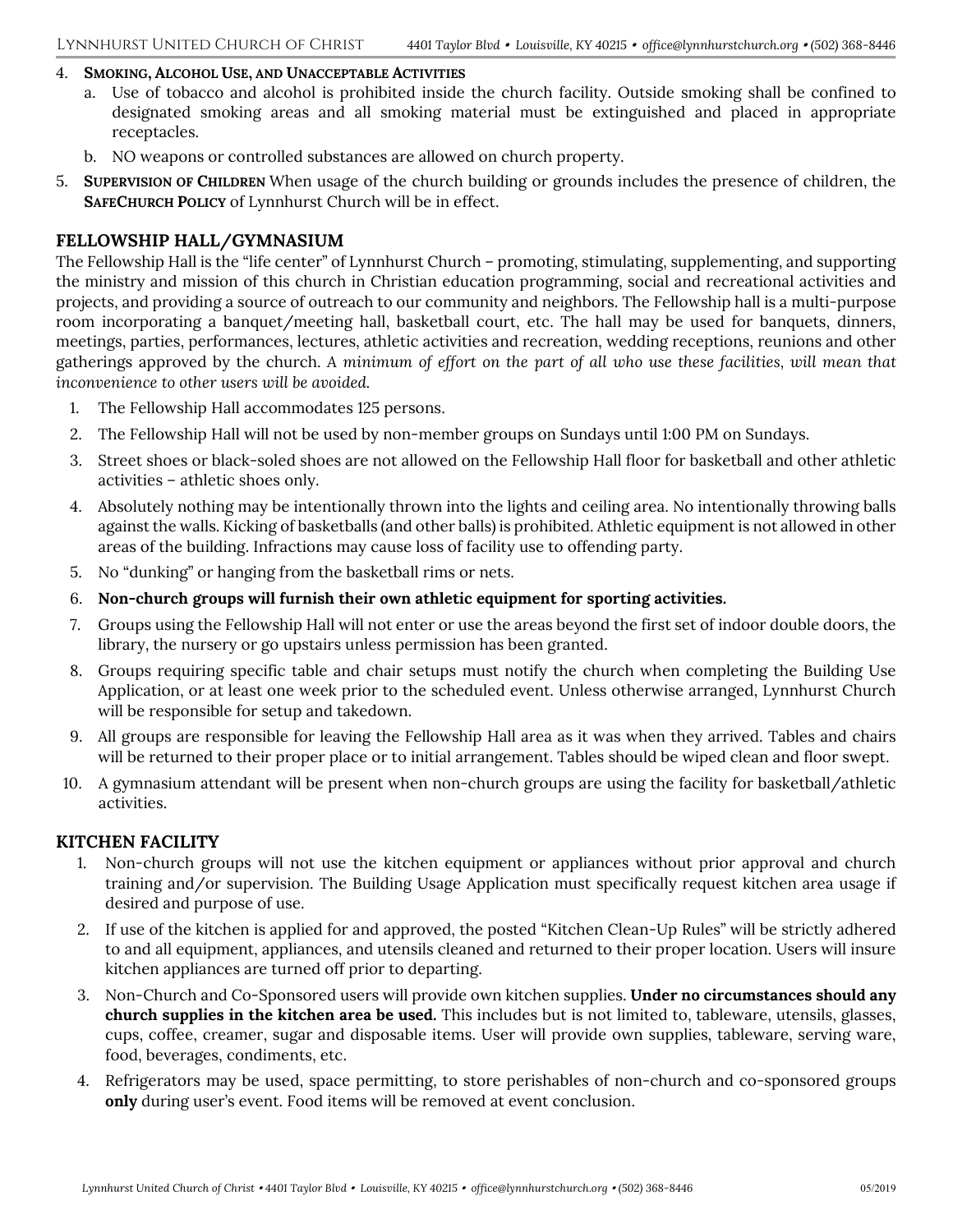4. **Smoking, Alcohol Use, and Unacceptable Activities**
   a. Use of tobacco and alcohol is prohibited inside the church facility. Outside smoking shall be confined to designated smoking areas and all smoking material must be extinguished and placed in appropriate receptacles.
   b. NO weapons or controlled substances are allowed on church property.
5. **Supervision of Children** When usage of the church building or grounds includes the presence of children, the **SafeChurch Policy** of Lynnhurst Church will be in effect.

## FELLOWSHIP HALL/GYMNASIUM

The Fellowship Hall is the "life center" of Lynnhurst Church – promoting, stimulating, supplementing, and supporting the ministry and mission of this church in Christian education programming, social and recreational activities and projects, and providing a source of outreach to our community and neighbors. The Fellowship hall is a multi-purpose room incorporating a banquet/meeting hall, basketball court, etc. The hall may be used for banquets, dinners, meetings, parties, performances, lectures, athletic activities and recreation, wedding receptions, reunions and other gatherings approved by the church. *A minimum of effort on the part of all who use these facilities, will mean that inconvenience to other users will be avoided.*

1. The Fellowship Hall accommodates 125 persons.
2. The Fellowship Hall will not be used by non-member groups on Sundays until 1:00 PM on Sundays.
3. Street shoes or black-soled shoes are not allowed on the Fellowship Hall floor for basketball and other athletic activities – athletic shoes only.
4. Absolutely nothing may be intentionally thrown into the lights and ceiling area. No intentionally throwing balls against the walls. Kicking of basketballs (and other balls) is prohibited. Athletic equipment is not allowed in other areas of the building. Infractions may cause loss of facility use to offending party.
5. No "dunking" or hanging from the basketball rims or nets.
6. **Non-church groups will furnish their own athletic equipment for sporting activities.**
7. Groups using the Fellowship Hall will not enter or use the areas beyond the first set of indoor double doors, the library, the nursery or go upstairs unless permission has been granted.
8. Groups requiring specific table and chair setups must notify the church when completing the Building Use Application, or at least one week prior to the scheduled event. Unless otherwise arranged, Lynnhurst Church will be responsible for setup and takedown.
9. All groups are responsible for leaving the Fellowship Hall area as it was when they arrived. Tables and chairs will be returned to their proper place or to initial arrangement. Tables should be wiped clean and floor swept.
10. A gymnasium attendant will be present when non-church groups are using the facility for basketball/athletic activities.

## KITCHEN FACILITY

1. Non-church groups will not use the kitchen equipment or appliances without prior approval and church training and/or supervision. The Building Usage Application must specifically request kitchen area usage if desired and purpose of use.
2. If use of the kitchen is applied for and approved, the posted "Kitchen Clean-Up Rules" will be strictly adhered to and all equipment, appliances, and utensils cleaned and returned to their proper location. Users will insure kitchen appliances are turned off prior to departing.
3. Non-Church and Co-Sponsored users will provide own kitchen supplies. **Under no circumstances should any church supplies in the kitchen area be used.** This includes but is not limited to, tableware, utensils, glasses, cups, coffee, creamer, sugar and disposable items. User will provide own supplies, tableware, serving ware, food, beverages, condiments, etc.
4. Refrigerators may be used, space permitting, to store perishables of non-church and co-sponsored groups **only** during user's event. Food items will be removed at event conclusion.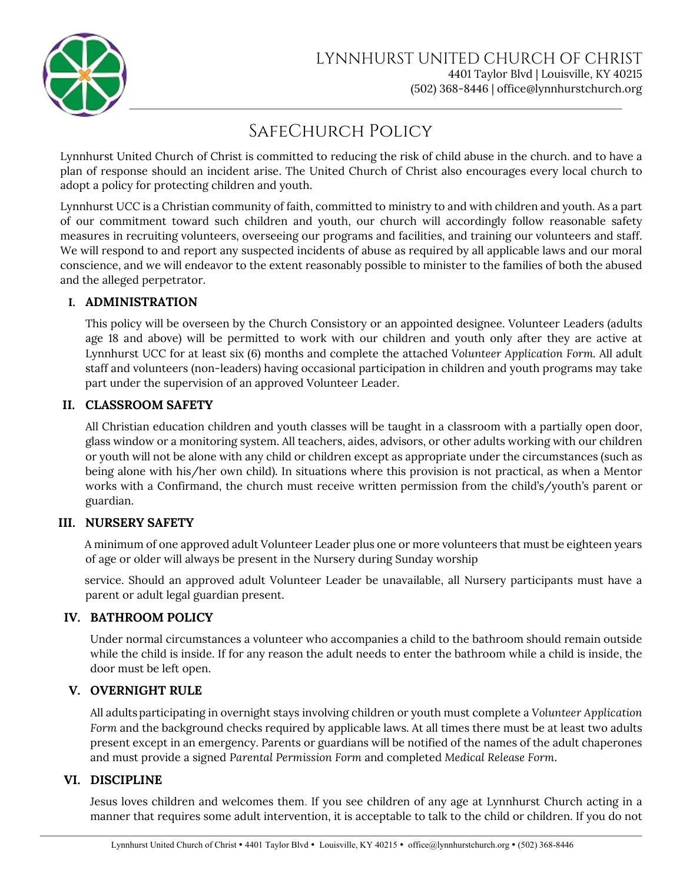LYNNHURST UNITED CHURCH OF CHRIST
4401 Taylor Blvd | Louisville, KY 40215
(502) 368-8446 | office@lynnhurstchurch.org

# SafeChurch Policy

Lynnhurst United Church of Christ is committed to reducing the risk of child abuse in the church. and to have a plan of response should an incident arise. The United Church of Christ also encourages every local church to adopt a policy for protecting children and youth.

Lynnhurst UCC is a Christian community of faith, committed to ministry to and with children and youth. As a part of our commitment toward such children and youth, our church will accordingly follow reasonable safety measures in recruiting volunteers, overseeing our programs and facilities, and training our volunteers and staff. We will respond to and report any suspected incidents of abuse as required by all applicable laws and our moral conscience, and we will endeavor to the extent reasonably possible to minister to the families of both the abused and the alleged perpetrator.

## I. ADMINISTRATION

This policy will be overseen by the Church Consistory or an appointed designee. Volunteer Leaders (adults age 18 and above) will be permitted to work with our children and youth only after they are active at Lynnhurst UCC for at least six (6) months and complete the attached *Volunteer Application Form.* All adult staff and volunteers (non-leaders) having occasional participation in children and youth programs may take part under the supervision of an approved Volunteer Leader.

## II. CLASSROOM SAFETY

All Christian education children and youth classes will be taught in a classroom with a partially open door, glass window or a monitoring system. All teachers, aides, advisors, or other adults working with our children or youth will not be alone with any child or children except as appropriate under the circumstances (such as being alone with his/her own child). In situations where this provision is not practical, as when a Mentor works with a Confirmand, the church must receive written permission from the child's/youth's parent or guardian.

## III. NURSERY SAFETY

A minimum of one approved adult Volunteer Leader plus one or more volunteers that must be eighteen years of age or older will always be present in the Nursery during Sunday worship

service. Should an approved adult Volunteer Leader be unavailable, all Nursery participants must have a parent or adult legal guardian present.

## IV. BATHROOM POLICY

Under normal circumstances a volunteer who accompanies a child to the bathroom should remain outside while the child is inside. If for any reason the adult needs to enter the bathroom while a child is inside, the door must be left open.

## V. OVERNIGHT RULE

All adults participating in overnight stays involving children or youth must complete a *Volunteer Application Form* and the background checks required by applicable laws. At all times there must be at least two adults present except in an emergency. Parents or guardians will be notified of the names of the adult chaperones and must provide a signed *Parental Permission Form* and completed *Medical Release Form*.

## VI. DISCIPLINE

Jesus loves children and welcomes them. If you see children of any age at Lynnhurst Church acting in a manner that requires some adult intervention, it is acceptable to talk to the child or children. If you do not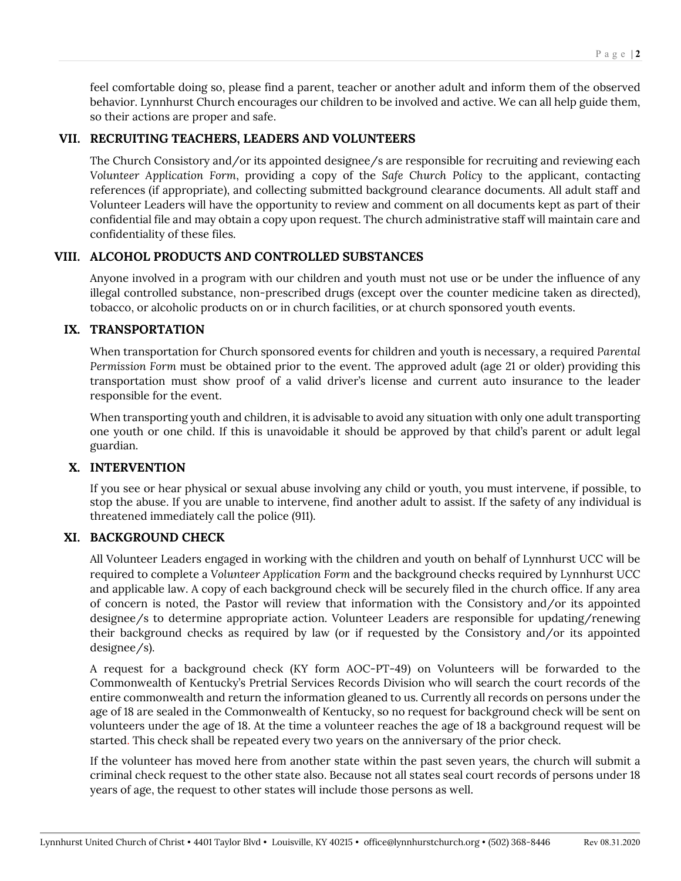feel comfortable doing so, please find a parent, teacher or another adult and inform them of the observed behavior. Lynnhurst Church encourages our children to be involved and active. We can all help guide them, so their actions are proper and safe.

## VII. RECRUITING TEACHERS, LEADERS AND VOLUNTEERS

The Church Consistory and/or its appointed designee/s are responsible for recruiting and reviewing each *Volunteer Application Form*, providing a copy of the *Safe Church Policy* to the applicant, contacting references (if appropriate), and collecting submitted background clearance documents. All adult staff and Volunteer Leaders will have the opportunity to review and comment on all documents kept as part of their confidential file and may obtain a copy upon request. The church administrative staff will maintain care and confidentiality of these files.

## VIII. ALCOHOL PRODUCTS AND CONTROLLED SUBSTANCES

Anyone involved in a program with our children and youth must not use or be under the influence of any illegal controlled substance, non-prescribed drugs (except over the counter medicine taken as directed), tobacco, or alcoholic products on or in church facilities, or at church sponsored youth events.

## IX. TRANSPORTATION

When transportation for Church sponsored events for children and youth is necessary, a required *Parental Permission Form* must be obtained prior to the event. The approved adult (age 21 or older) providing this transportation must show proof of a valid driver's license and current auto insurance to the leader responsible for the event.

When transporting youth and children, it is advisable to avoid any situation with only one adult transporting one youth or one child. If this is unavoidable it should be approved by that child's parent or adult legal guardian.

## X. INTERVENTION

If you see or hear physical or sexual abuse involving any child or youth, you must intervene, if possible, to stop the abuse. If you are unable to intervene, find another adult to assist. If the safety of any individual is threatened immediately call the police (911).

## XI. BACKGROUND CHECK

All Volunteer Leaders engaged in working with the children and youth on behalf of Lynnhurst UCC will be required to complete a *Volunteer Application Form* and the background checks required by Lynnhurst UCC and applicable law. A copy of each background check will be securely filed in the church office. If any area of concern is noted, the Pastor will review that information with the Consistory and/or its appointed designee/s to determine appropriate action. Volunteer Leaders are responsible for updating/renewing their background checks as required by law (or if requested by the Consistory and/or its appointed designee/s).

A request for a background check (KY form AOC-PT-49) on Volunteers will be forwarded to the Commonwealth of Kentucky's Pretrial Services Records Division who will search the court records of the entire commonwealth and return the information gleaned to us. Currently all records on persons under the age of 18 are sealed in the Commonwealth of Kentucky, so no request for background check will be sent on volunteers under the age of 18. At the time a volunteer reaches the age of 18 a background request will be started. This check shall be repeated every two years on the anniversary of the prior check.

If the volunteer has moved here from another state within the past seven years, the church will submit a criminal check request to the other state also. Because not all states seal court records of persons under 18 years of age, the request to other states will include those persons as well.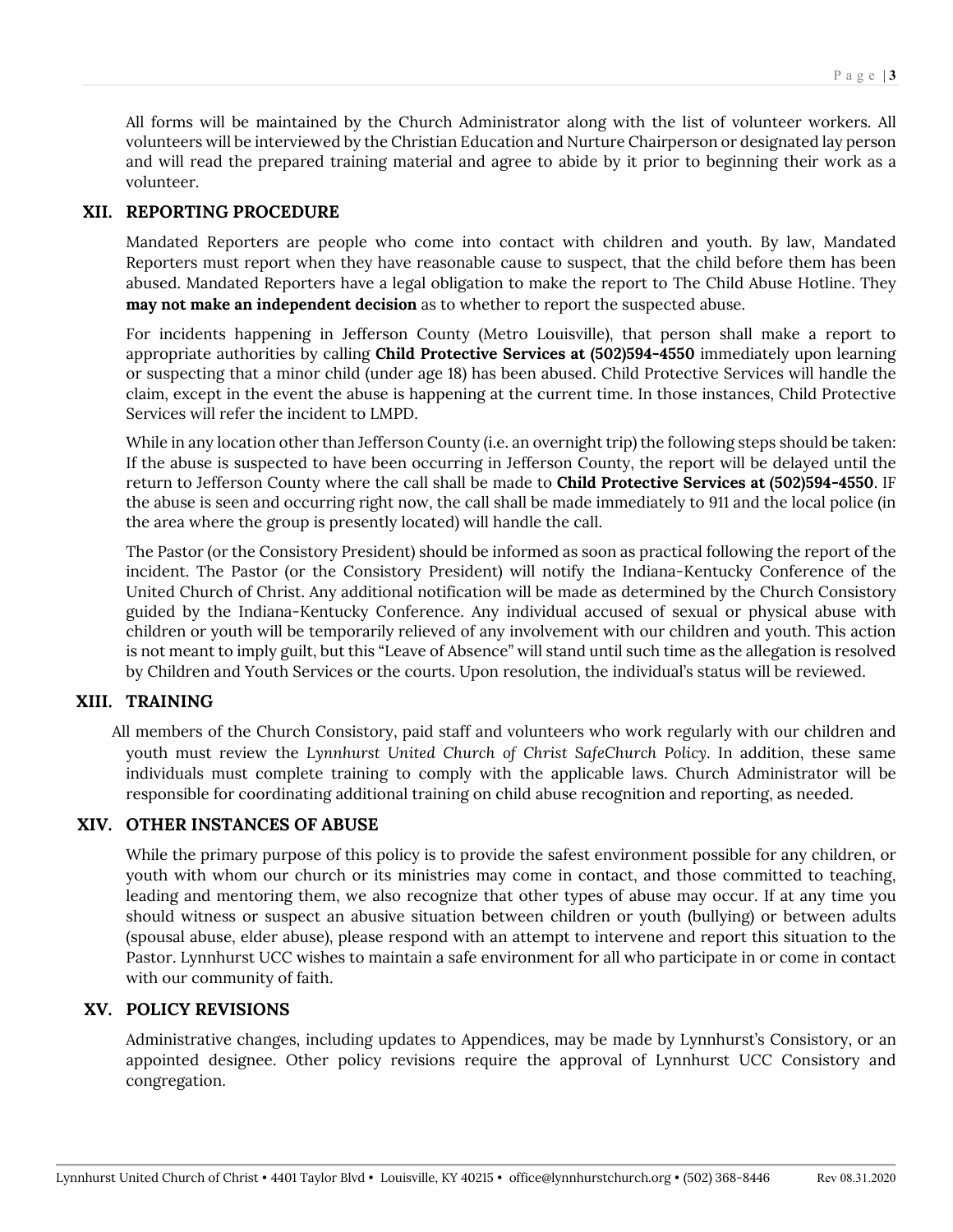All forms will be maintained by the Church Administrator along with the list of volunteer workers. All volunteers will be interviewed by the Christian Education and Nurture Chairperson or designated lay person and will read the prepared training material and agree to abide by it prior to beginning their work as a volunteer.

## XII. REPORTING PROCEDURE

Mandated Reporters are people who come into contact with children and youth. By law, Mandated Reporters must report when they have reasonable cause to suspect, that the child before them has been abused. Mandated Reporters have a legal obligation to make the report to The Child Abuse Hotline. They **may not make an independent decision** as to whether to report the suspected abuse.

For incidents happening in Jefferson County (Metro Louisville), that person shall make a report to appropriate authorities by calling **Child Protective Services at (502)594-4550** immediately upon learning or suspecting that a minor child (under age 18) has been abused. Child Protective Services will handle the claim, except in the event the abuse is happening at the current time. In those instances, Child Protective Services will refer the incident to LMPD.

While in any location other than Jefferson County (i.e. an overnight trip) the following steps should be taken: If the abuse is suspected to have been occurring in Jefferson County, the report will be delayed until the return to Jefferson County where the call shall be made to **Child Protective Services at (502)594-4550**. IF the abuse is seen and occurring right now, the call shall be made immediately to 911 and the local police (in the area where the group is presently located) will handle the call.

The Pastor (or the Consistory President) should be informed as soon as practical following the report of the incident. The Pastor (or the Consistory President) will notify the Indiana-Kentucky Conference of the United Church of Christ. Any additional notification will be made as determined by the Church Consistory guided by the Indiana-Kentucky Conference. Any individual accused of sexual or physical abuse with children or youth will be temporarily relieved of any involvement with our children and youth. This action is not meant to imply guilt, but this "Leave of Absence" will stand until such time as the allegation is resolved by Children and Youth Services or the courts. Upon resolution, the individual's status will be reviewed.

## XIII. TRAINING

All members of the Church Consistory, paid staff and volunteers who work regularly with our children and youth must review the *Lynnhurst United Church of Christ SafeChurch Policy*. In addition, these same individuals must complete training to comply with the applicable laws. Church Administrator will be responsible for coordinating additional training on child abuse recognition and reporting, as needed.

## XIV. OTHER INSTANCES OF ABUSE

While the primary purpose of this policy is to provide the safest environment possible for any children, or youth with whom our church or its ministries may come in contact, and those committed to teaching, leading and mentoring them, we also recognize that other types of abuse may occur. If at any time you should witness or suspect an abusive situation between children or youth (bullying) or between adults (spousal abuse, elder abuse), please respond with an attempt to intervene and report this situation to the Pastor. Lynnhurst UCC wishes to maintain a safe environment for all who participate in or come in contact with our community of faith.

## XV. POLICY REVISIONS

Administrative changes, including updates to Appendices, may be made by Lynnhurst's Consistory, or an appointed designee. Other policy revisions require the approval of Lynnhurst UCC Consistory and congregation.